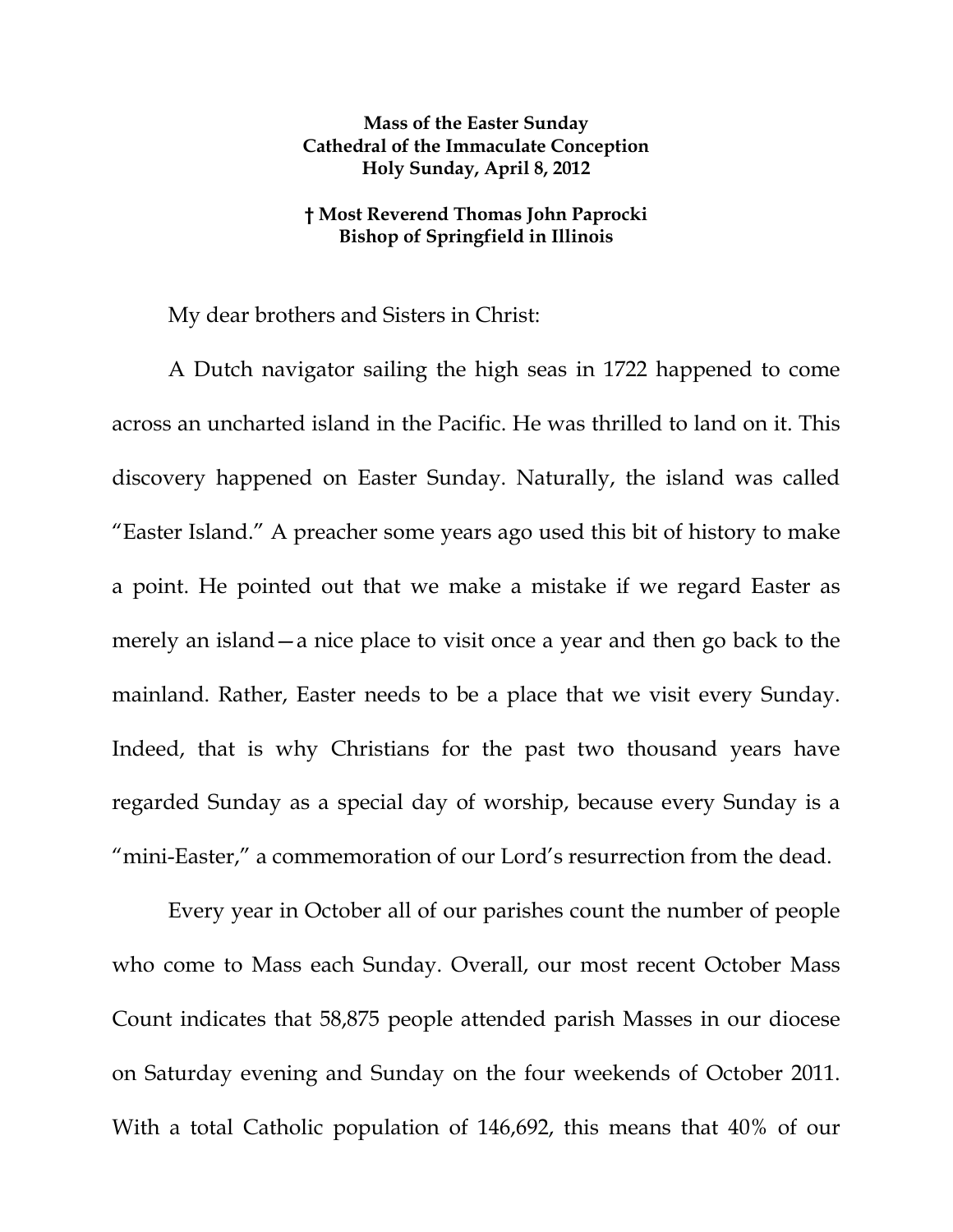**Mass of the Easter Sunday**
**Cathedral of the Immaculate Conception**
**Holy Sunday, April 8, 2012**

**† Most Reverend Thomas John Paprocki**
**Bishop of Springfield in Illinois**

My dear brothers and Sisters in Christ:

A Dutch navigator sailing the high seas in 1722 happened to come across an uncharted island in the Pacific. He was thrilled to land on it. This discovery happened on Easter Sunday. Naturally, the island was called "Easter Island." A preacher some years ago used this bit of history to make a point. He pointed out that we make a mistake if we regard Easter as merely an island—a nice place to visit once a year and then go back to the mainland. Rather, Easter needs to be a place that we visit every Sunday. Indeed, that is why Christians for the past two thousand years have regarded Sunday as a special day of worship, because every Sunday is a "mini-Easter," a commemoration of our Lord's resurrection from the dead.

Every year in October all of our parishes count the number of people who come to Mass each Sunday. Overall, our most recent October Mass Count indicates that 58,875 people attended parish Masses in our diocese on Saturday evening and Sunday on the four weekends of October 2011. With a total Catholic population of 146,692, this means that 40% of our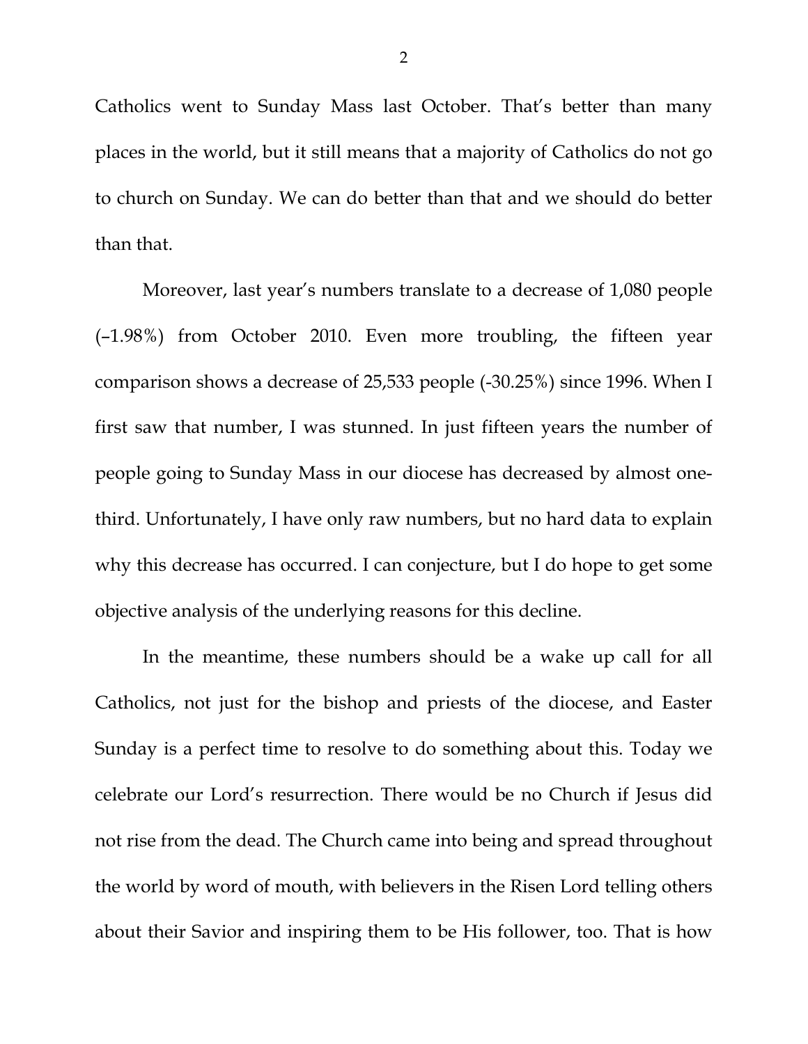Catholics went to Sunday Mass last October. That's better than many places in the world, but it still means that a majority of Catholics do not go to church on Sunday. We can do better than that and we should do better than that.

Moreover, last year's numbers translate to a decrease of 1,080 people (–1.98%) from October 2010. Even more troubling, the fifteen year comparison shows a decrease of 25,533 people (-30.25%) since 1996. When I first saw that number, I was stunned. In just fifteen years the number of people going to Sunday Mass in our diocese has decreased by almost one-third. Unfortunately, I have only raw numbers, but no hard data to explain why this decrease has occurred. I can conjecture, but I do hope to get some objective analysis of the underlying reasons for this decline.

In the meantime, these numbers should be a wake up call for all Catholics, not just for the bishop and priests of the diocese, and Easter Sunday is a perfect time to resolve to do something about this. Today we celebrate our Lord's resurrection. There would be no Church if Jesus did not rise from the dead. The Church came into being and spread throughout the world by word of mouth, with believers in the Risen Lord telling others about their Savior and inspiring them to be His follower, too. That is how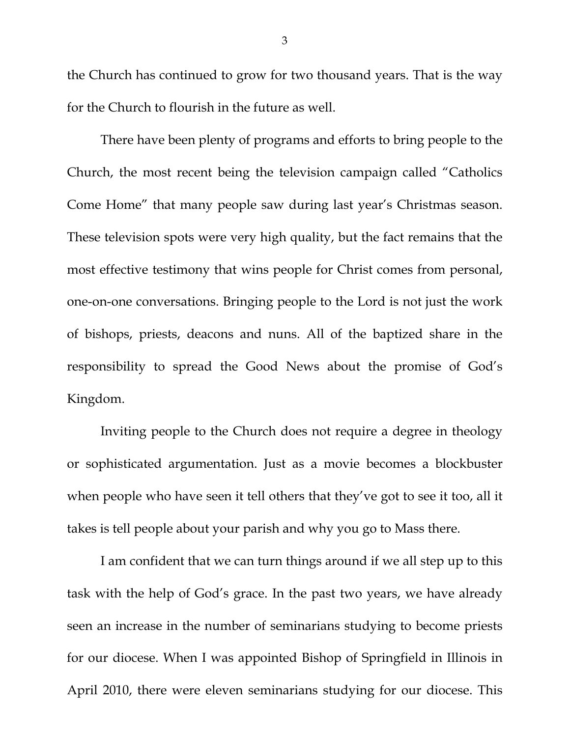the Church has continued to grow for two thousand years. That is the way for the Church to flourish in the future as well.

There have been plenty of programs and efforts to bring people to the Church, the most recent being the television campaign called "Catholics Come Home" that many people saw during last year's Christmas season. These television spots were very high quality, but the fact remains that the most effective testimony that wins people for Christ comes from personal, one-on-one conversations. Bringing people to the Lord is not just the work of bishops, priests, deacons and nuns. All of the baptized share in the responsibility to spread the Good News about the promise of God's Kingdom.

Inviting people to the Church does not require a degree in theology or sophisticated argumentation. Just as a movie becomes a blockbuster when people who have seen it tell others that they've got to see it too, all it takes is tell people about your parish and why you go to Mass there.

I am confident that we can turn things around if we all step up to this task with the help of God's grace. In the past two years, we have already seen an increase in the number of seminarians studying to become priests for our diocese. When I was appointed Bishop of Springfield in Illinois in April 2010, there were eleven seminarians studying for our diocese. This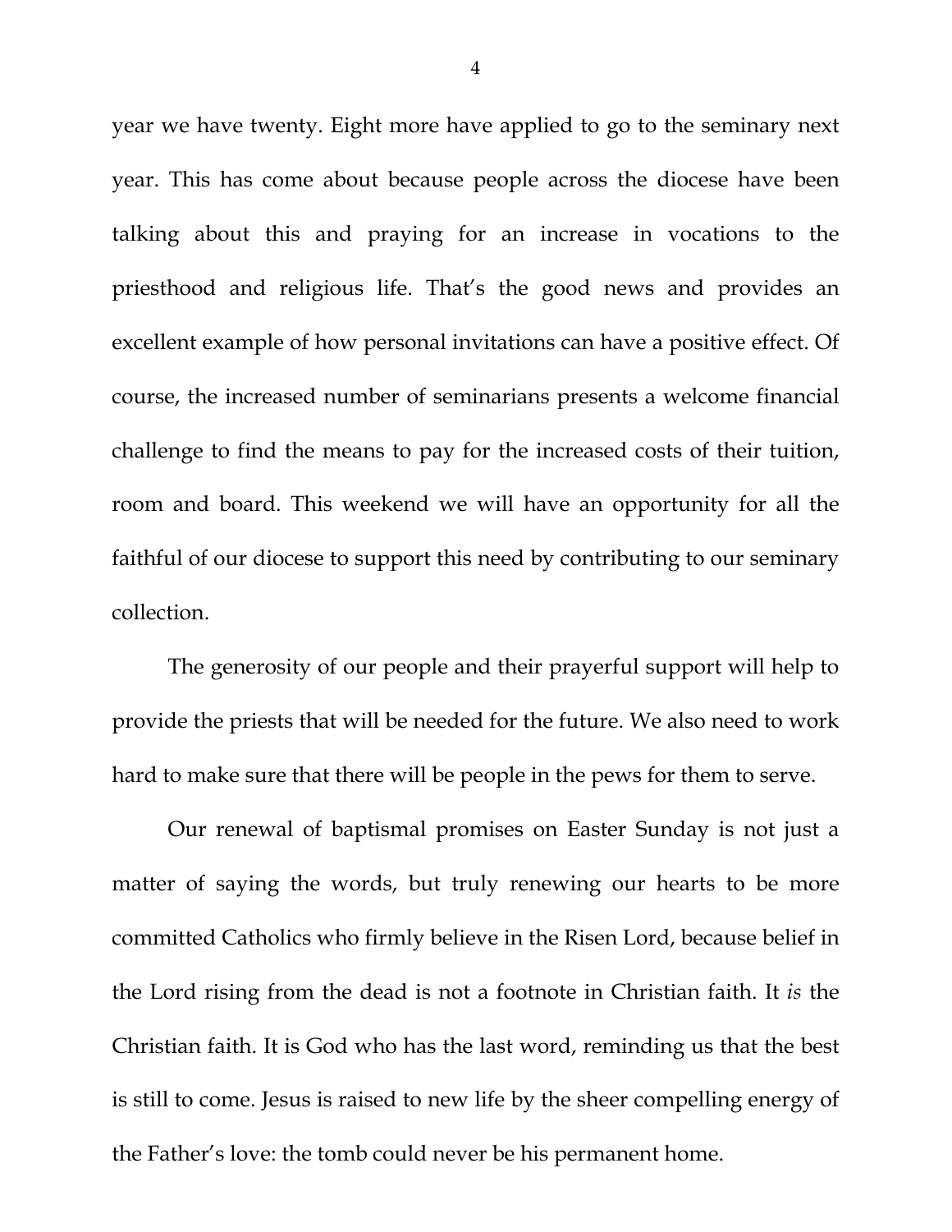year we have twenty. Eight more have applied to go to the seminary next year. This has come about because people across the diocese have been talking about this and praying for an increase in vocations to the priesthood and religious life. That's the good news and provides an excellent example of how personal invitations can have a positive effect. Of course, the increased number of seminarians presents a welcome financial challenge to find the means to pay for the increased costs of their tuition, room and board. This weekend we will have an opportunity for all the faithful of our diocese to support this need by contributing to our seminary collection.

The generosity of our people and their prayerful support will help to provide the priests that will be needed for the future. We also need to work hard to make sure that there will be people in the pews for them to serve.

Our renewal of baptismal promises on Easter Sunday is not just a matter of saying the words, but truly renewing our hearts to be more committed Catholics who firmly believe in the Risen Lord, because belief in the Lord rising from the dead is not a footnote in Christian faith. It *is* the Christian faith. It is God who has the last word, reminding us that the best is still to come. Jesus is raised to new life by the sheer compelling energy of the Father's love: the tomb could never be his permanent home.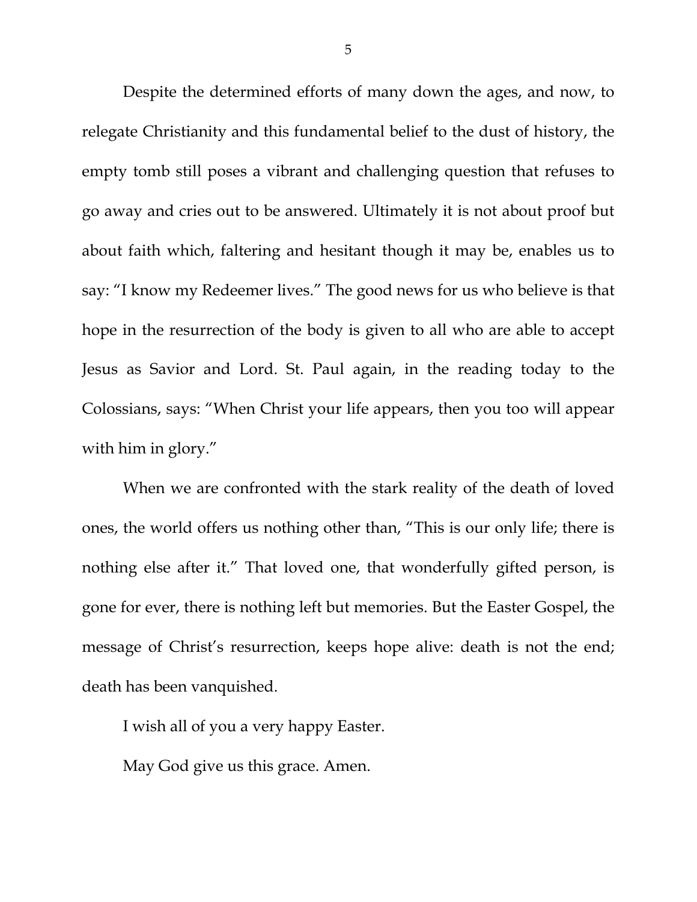Despite the determined efforts of many down the ages, and now, to relegate Christianity and this fundamental belief to the dust of history, the empty tomb still poses a vibrant and challenging question that refuses to go away and cries out to be answered. Ultimately it is not about proof but about faith which, faltering and hesitant though it may be, enables us to say: "I know my Redeemer lives." The good news for us who believe is that hope in the resurrection of the body is given to all who are able to accept Jesus as Savior and Lord. St. Paul again, in the reading today to the Colossians, says: "When Christ your life appears, then you too will appear with him in glory."

When we are confronted with the stark reality of the death of loved ones, the world offers us nothing other than, "This is our only life; there is nothing else after it." That loved one, that wonderfully gifted person, is gone for ever, there is nothing left but memories. But the Easter Gospel, the message of Christ's resurrection, keeps hope alive: death is not the end; death has been vanquished.

I wish all of you a very happy Easter.

May God give us this grace. Amen.